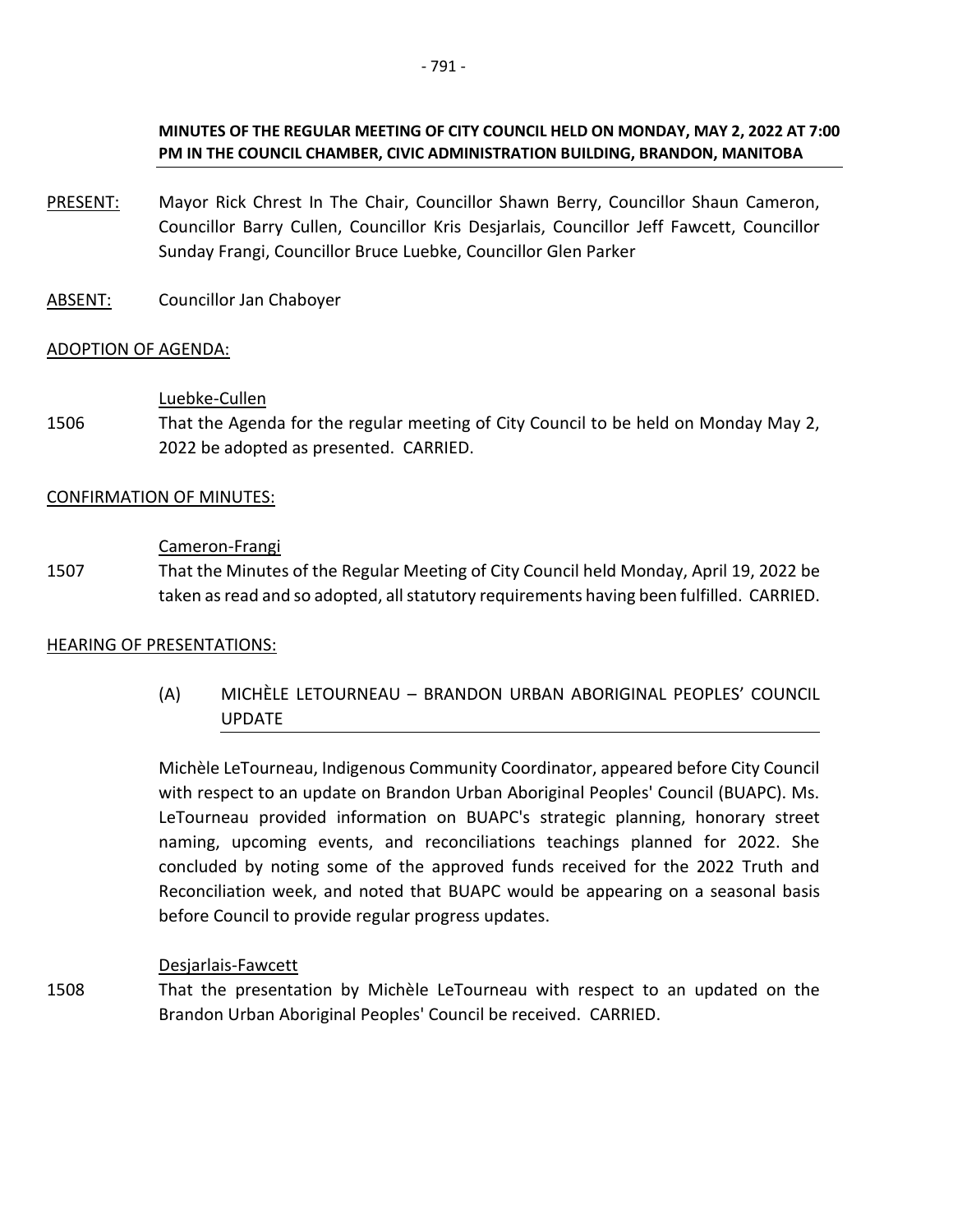**MINUTES OF THE REGULAR MEETING OF CITY COUNCIL HELD ON MONDAY, MAY 2, 2022 AT 7:00 PM IN THE COUNCIL CHAMBER, CIVIC ADMINISTRATION BUILDING, BRANDON, MANITOBA**

PRESENT: Mayor Rick Chrest In The Chair, Councillor Shawn Berry, Councillor Shaun Cameron, Councillor Barry Cullen, Councillor Kris Desjarlais, Councillor Jeff Fawcett, Councillor Sunday Frangi, Councillor Bruce Luebke, Councillor Glen Parker

ABSENT: Councillor Jan Chaboyer

ADOPTION OF AGENDA:

Luebke-Cullen

1506 That the Agenda for the regular meeting of City Council to be held on Monday May 2, 2022 be adopted as presented. CARRIED.

CONFIRMATION OF MINUTES:

Cameron-Frangi

1507 That the Minutes of the Regular Meeting of City Council held Monday, April 19, 2022 be taken as read and so adopted, all statutory requirements having been fulfilled. CARRIED.

HEARING OF PRESENTATIONS:

(A) MICHÈLE LETOURNEAU – BRANDON URBAN ABORIGINAL PEOPLES' COUNCIL UPDATE

Michèle LeTourneau, Indigenous Community Coordinator, appeared before City Council with respect to an update on Brandon Urban Aboriginal Peoples' Council (BUAPC). Ms. LeTourneau provided information on BUAPC's strategic planning, honorary street naming, upcoming events, and reconciliations teachings planned for 2022. She concluded by noting some of the approved funds received for the 2022 Truth and Reconciliation week, and noted that BUAPC would be appearing on a seasonal basis before Council to provide regular progress updates.

Desjarlais-Fawcett

1508 That the presentation by Michèle LeTourneau with respect to an updated on the Brandon Urban Aboriginal Peoples' Council be received. CARRIED.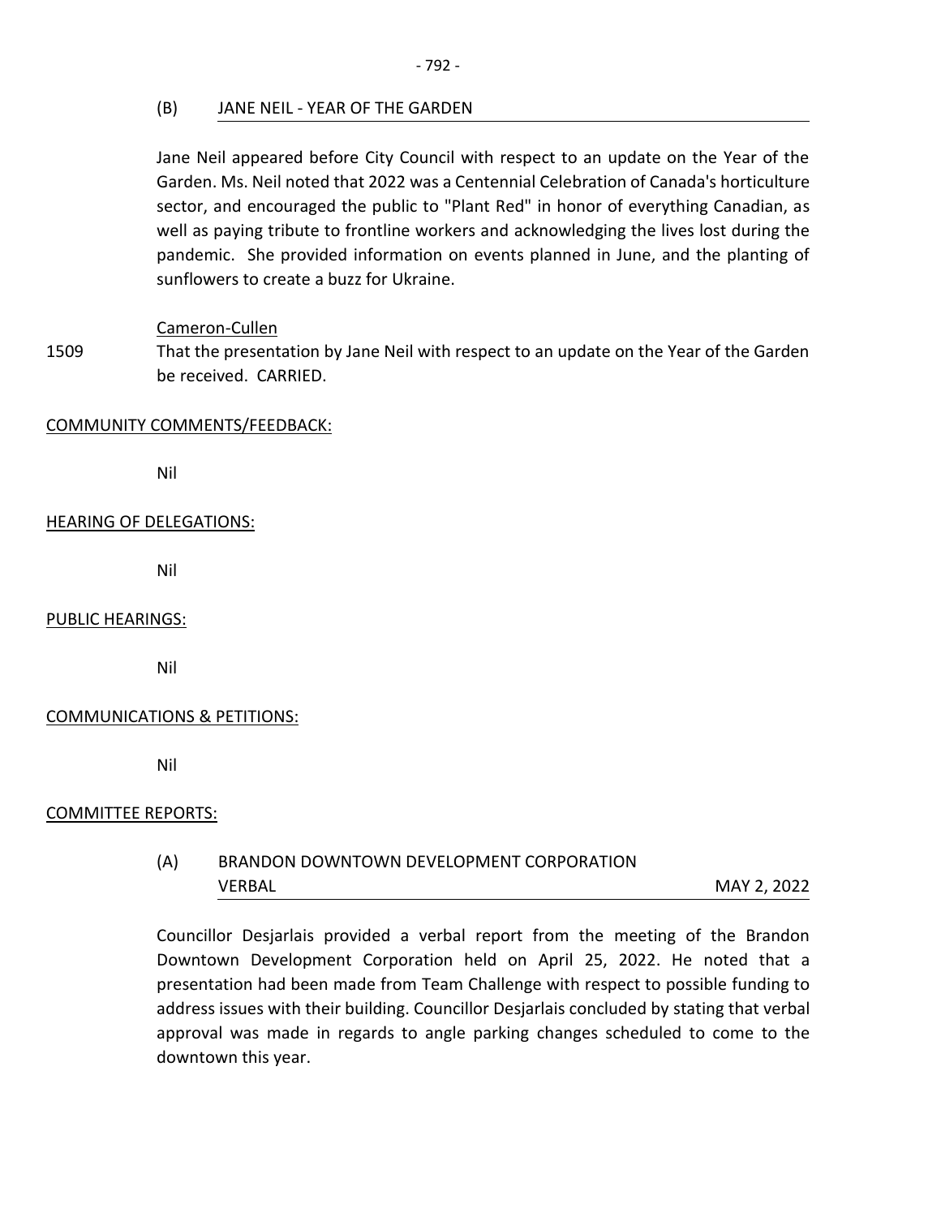### (B) JANE NEIL - YEAR OF THE GARDEN

Jane Neil appeared before City Council with respect to an update on the Year of the Garden. Ms. Neil noted that 2022 was a Centennial Celebration of Canada's horticulture sector, and encouraged the public to "Plant Red" in honor of everything Canadian, as well as paying tribute to frontline workers and acknowledging the lives lost during the pandemic. She provided information on events planned in June, and the planting of sunflowers to create a buzz for Ukraine.

Cameron-Cullen

1509 That the presentation by Jane Neil with respect to an update on the Year of the Garden be received. CARRIED.

## COMMUNITY COMMENTS/FEEDBACK:

Nil

## HEARING OF DELEGATIONS:

Nil

## PUBLIC HEARINGS:

Nil

## COMMUNICATIONS & PETITIONS:

Nil

## COMMITTEE REPORTS:

### (A) BRANDON DOWNTOWN DEVELOPMENT CORPORATION VERBAL — MAY 2, 2022

Councillor Desjarlais provided a verbal report from the meeting of the Brandon Downtown Development Corporation held on April 25, 2022. He noted that a presentation had been made from Team Challenge with respect to possible funding to address issues with their building. Councillor Desjarlais concluded by stating that verbal approval was made in regards to angle parking changes scheduled to come to the downtown this year.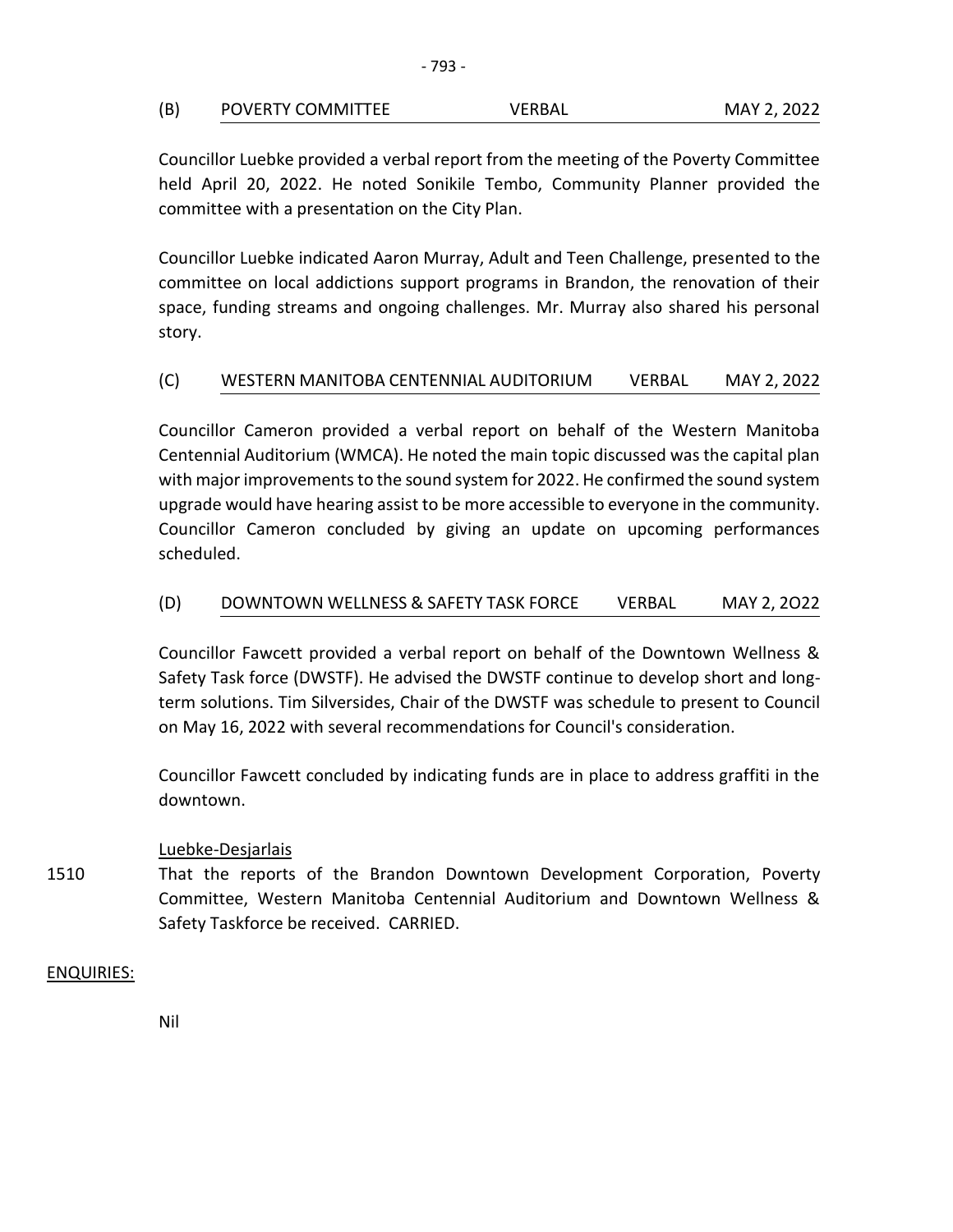(B) POVERTY COMMITTEE VERBAL MAY 2, 2022

Councillor Luebke provided a verbal report from the meeting of the Poverty Committee held April 20, 2022. He noted Sonikile Tembo, Community Planner provided the committee with a presentation on the City Plan.

Councillor Luebke indicated Aaron Murray, Adult and Teen Challenge, presented to the committee on local addictions support programs in Brandon, the renovation of their space, funding streams and ongoing challenges. Mr. Murray also shared his personal story.

(C) WESTERN MANITOBA CENTENNIAL AUDITORIUM VERBAL MAY 2, 2022

Councillor Cameron provided a verbal report on behalf of the Western Manitoba Centennial Auditorium (WMCA). He noted the main topic discussed was the capital plan with major improvements to the sound system for 2022. He confirmed the sound system upgrade would have hearing assist to be more accessible to everyone in the community. Councillor Cameron concluded by giving an update on upcoming performances scheduled.

(D) DOWNTOWN WELLNESS & SAFETY TASK FORCE VERBAL MAY 2, 2O22

Councillor Fawcett provided a verbal report on behalf of the Downtown Wellness & Safety Task force (DWSTF). He advised the DWSTF continue to develop short and long-term solutions. Tim Silversides, Chair of the DWSTF was schedule to present to Council on May 16, 2022 with several recommendations for Council's consideration.

Councillor Fawcett concluded by indicating funds are in place to address graffiti in the downtown.

Luebke-Desjarlais

1510 That the reports of the Brandon Downtown Development Corporation, Poverty Committee, Western Manitoba Centennial Auditorium and Downtown Wellness & Safety Taskforce be received. CARRIED.

ENQUIRIES:

Nil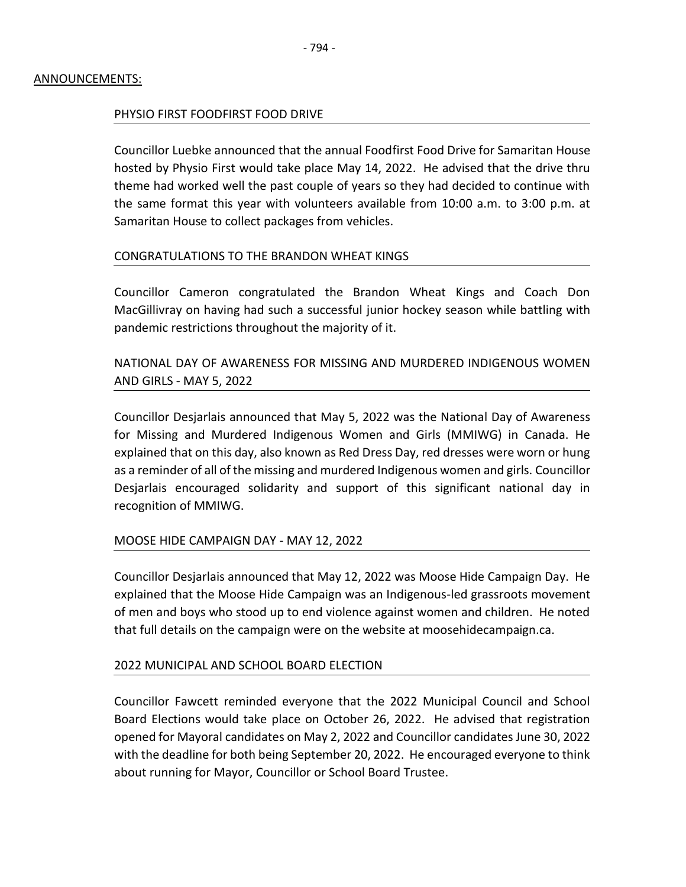## ANNOUNCEMENTS:

### PHYSIO FIRST FOODFIRST FOOD DRIVE

Councillor Luebke announced that the annual Foodfirst Food Drive for Samaritan House hosted by Physio First would take place May 14, 2022. He advised that the drive thru theme had worked well the past couple of years so they had decided to continue with the same format this year with volunteers available from 10:00 a.m. to 3:00 p.m. at Samaritan House to collect packages from vehicles.

### CONGRATULATIONS TO THE BRANDON WHEAT KINGS

Councillor Cameron congratulated the Brandon Wheat Kings and Coach Don MacGillivray on having had such a successful junior hockey season while battling with pandemic restrictions throughout the majority of it.

### NATIONAL DAY OF AWARENESS FOR MISSING AND MURDERED INDIGENOUS WOMEN AND GIRLS - MAY 5, 2022

Councillor Desjarlais announced that May 5, 2022 was the National Day of Awareness for Missing and Murdered Indigenous Women and Girls (MMIWG) in Canada. He explained that on this day, also known as Red Dress Day, red dresses were worn or hung as a reminder of all of the missing and murdered Indigenous women and girls. Councillor Desjarlais encouraged solidarity and support of this significant national day in recognition of MMIWG.

### MOOSE HIDE CAMPAIGN DAY - MAY 12, 2022

Councillor Desjarlais announced that May 12, 2022 was Moose Hide Campaign Day. He explained that the Moose Hide Campaign was an Indigenous-led grassroots movement of men and boys who stood up to end violence against women and children. He noted that full details on the campaign were on the website at moosehidecampaign.ca.

### 2022 MUNICIPAL AND SCHOOL BOARD ELECTION

Councillor Fawcett reminded everyone that the 2022 Municipal Council and School Board Elections would take place on October 26, 2022. He advised that registration opened for Mayoral candidates on May 2, 2022 and Councillor candidates June 30, 2022 with the deadline for both being September 20, 2022. He encouraged everyone to think about running for Mayor, Councillor or School Board Trustee.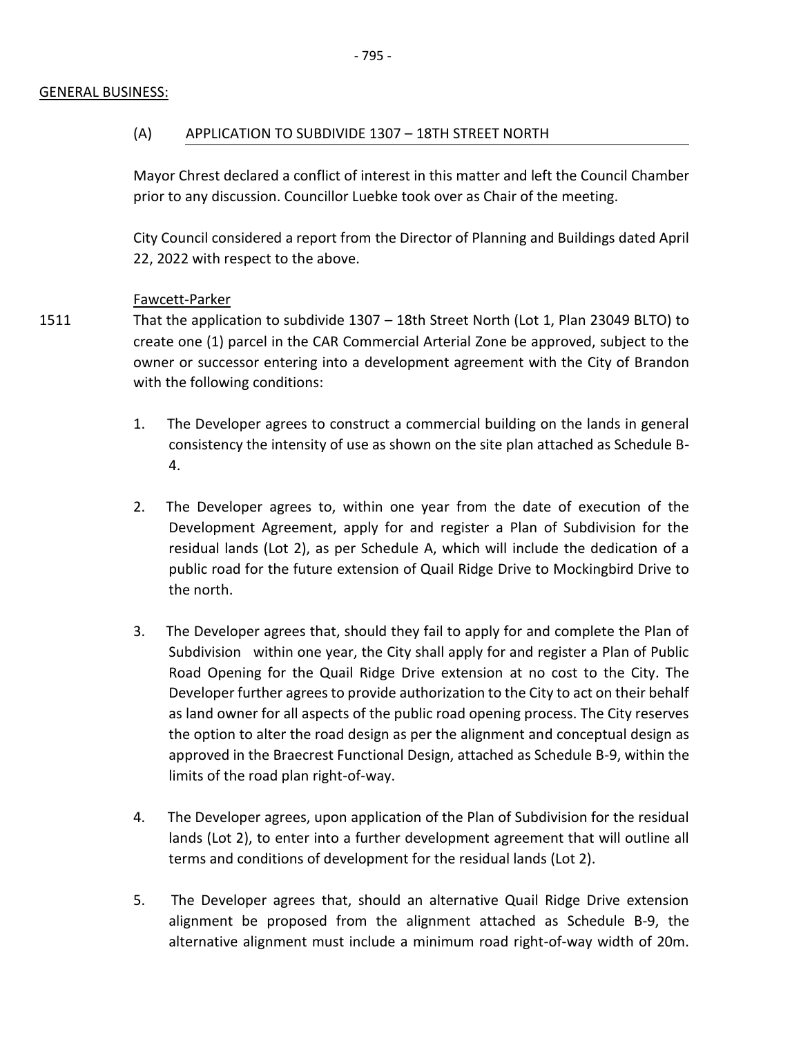GENERAL BUSINESS:

(A) APPLICATION TO SUBDIVIDE 1307 – 18TH STREET NORTH

Mayor Chrest declared a conflict of interest in this matter and left the Council Chamber prior to any discussion. Councillor Luebke took over as Chair of the meeting.

City Council considered a report from the Director of Planning and Buildings dated April 22, 2022 with respect to the above.

Fawcett-Parker

1511 That the application to subdivide 1307 – 18th Street North (Lot 1, Plan 23049 BLTO) to create one (1) parcel in the CAR Commercial Arterial Zone be approved, subject to the owner or successor entering into a development agreement with the City of Brandon with the following conditions:

1. The Developer agrees to construct a commercial building on the lands in general consistency the intensity of use as shown on the site plan attached as Schedule B-4.

2. The Developer agrees to, within one year from the date of execution of the Development Agreement, apply for and register a Plan of Subdivision for the residual lands (Lot 2), as per Schedule A, which will include the dedication of a public road for the future extension of Quail Ridge Drive to Mockingbird Drive to the north.

3. The Developer agrees that, should they fail to apply for and complete the Plan of Subdivision within one year, the City shall apply for and register a Plan of Public Road Opening for the Quail Ridge Drive extension at no cost to the City. The Developer further agrees to provide authorization to the City to act on their behalf as land owner for all aspects of the public road opening process. The City reserves the option to alter the road design as per the alignment and conceptual design as approved in the Braecrest Functional Design, attached as Schedule B-9, within the limits of the road plan right-of-way.

4. The Developer agrees, upon application of the Plan of Subdivision for the residual lands (Lot 2), to enter into a further development agreement that will outline all terms and conditions of development for the residual lands (Lot 2).

5. The Developer agrees that, should an alternative Quail Ridge Drive extension alignment be proposed from the alignment attached as Schedule B-9, the alternative alignment must include a minimum road right-of-way width of 20m.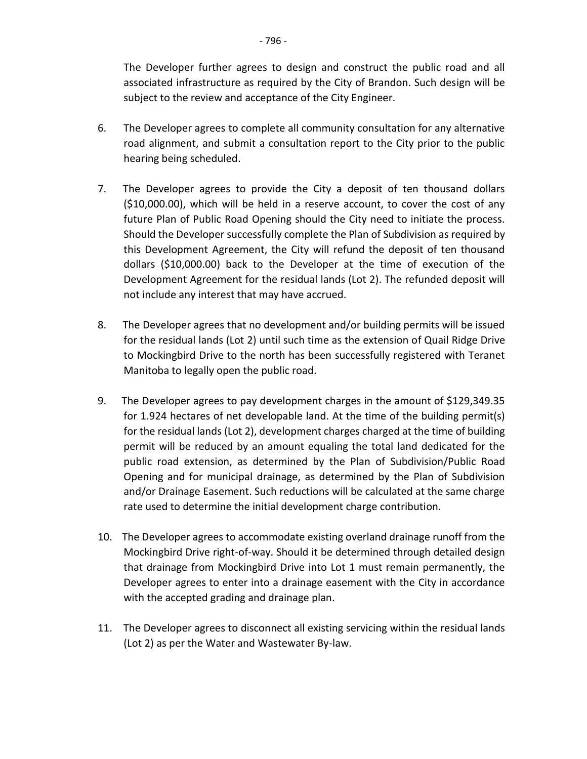The Developer further agrees to design and construct the public road and all associated infrastructure as required by the City of Brandon. Such design will be subject to the review and acceptance of the City Engineer.

6. The Developer agrees to complete all community consultation for any alternative road alignment, and submit a consultation report to the City prior to the public hearing being scheduled.

7. The Developer agrees to provide the City a deposit of ten thousand dollars ($10,000.00), which will be held in a reserve account, to cover the cost of any future Plan of Public Road Opening should the City need to initiate the process. Should the Developer successfully complete the Plan of Subdivision as required by this Development Agreement, the City will refund the deposit of ten thousand dollars ($10,000.00) back to the Developer at the time of execution of the Development Agreement for the residual lands (Lot 2). The refunded deposit will not include any interest that may have accrued.

8. The Developer agrees that no development and/or building permits will be issued for the residual lands (Lot 2) until such time as the extension of Quail Ridge Drive to Mockingbird Drive to the north has been successfully registered with Teranet Manitoba to legally open the public road.

9. The Developer agrees to pay development charges in the amount of $129,349.35 for 1.924 hectares of net developable land. At the time of the building permit(s) for the residual lands (Lot 2), development charges charged at the time of building permit will be reduced by an amount equaling the total land dedicated for the public road extension, as determined by the Plan of Subdivision/Public Road Opening and for municipal drainage, as determined by the Plan of Subdivision and/or Drainage Easement. Such reductions will be calculated at the same charge rate used to determine the initial development charge contribution.

10. The Developer agrees to accommodate existing overland drainage runoff from the Mockingbird Drive right-of-way. Should it be determined through detailed design that drainage from Mockingbird Drive into Lot 1 must remain permanently, the Developer agrees to enter into a drainage easement with the City in accordance with the accepted grading and drainage plan.

11. The Developer agrees to disconnect all existing servicing within the residual lands (Lot 2) as per the Water and Wastewater By-law.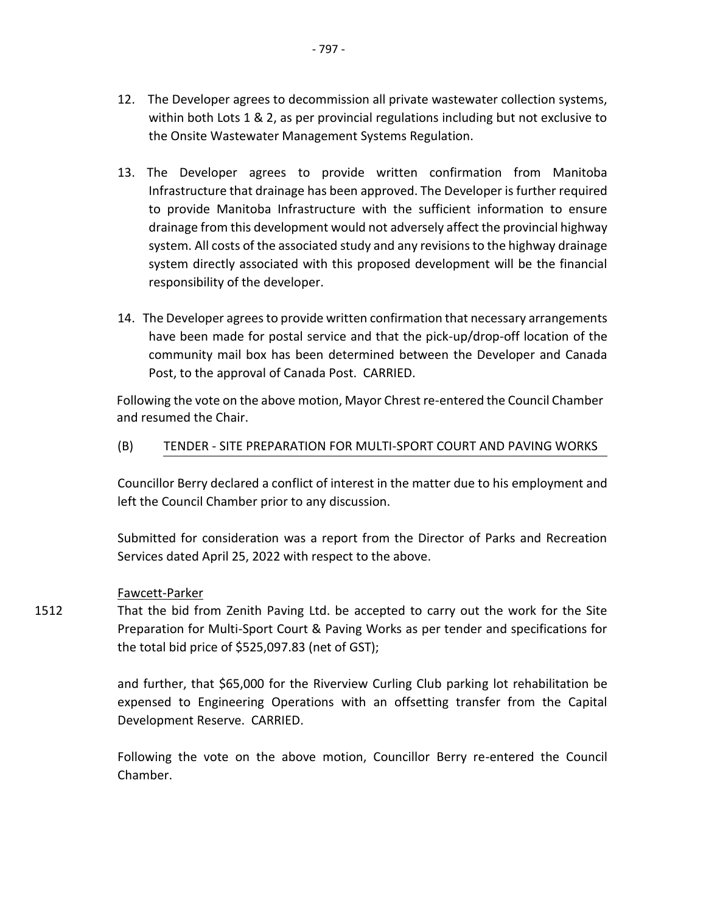12. The Developer agrees to decommission all private wastewater collection systems, within both Lots 1 & 2, as per provincial regulations including but not exclusive to the Onsite Wastewater Management Systems Regulation.

13. The Developer agrees to provide written confirmation from Manitoba Infrastructure that drainage has been approved. The Developer is further required to provide Manitoba Infrastructure with the sufficient information to ensure drainage from this development would not adversely affect the provincial highway system. All costs of the associated study and any revisions to the highway drainage system directly associated with this proposed development will be the financial responsibility of the developer.

14. The Developer agrees to provide written confirmation that necessary arrangements have been made for postal service and that the pick-up/drop-off location of the community mail box has been determined between the Developer and Canada Post, to the approval of Canada Post. CARRIED.

Following the vote on the above motion, Mayor Chrest re-entered the Council Chamber and resumed the Chair.

(B) TENDER - SITE PREPARATION FOR MULTI-SPORT COURT AND PAVING WORKS

Councillor Berry declared a conflict of interest in the matter due to his employment and left the Council Chamber prior to any discussion.

Submitted for consideration was a report from the Director of Parks and Recreation Services dated April 25, 2022 with respect to the above.

Fawcett-Parker

1512 That the bid from Zenith Paving Ltd. be accepted to carry out the work for the Site Preparation for Multi-Sport Court & Paving Works as per tender and specifications for the total bid price of $525,097.83 (net of GST);

and further, that $65,000 for the Riverview Curling Club parking lot rehabilitation be expensed to Engineering Operations with an offsetting transfer from the Capital Development Reserve. CARRIED.

Following the vote on the above motion, Councillor Berry re-entered the Council Chamber.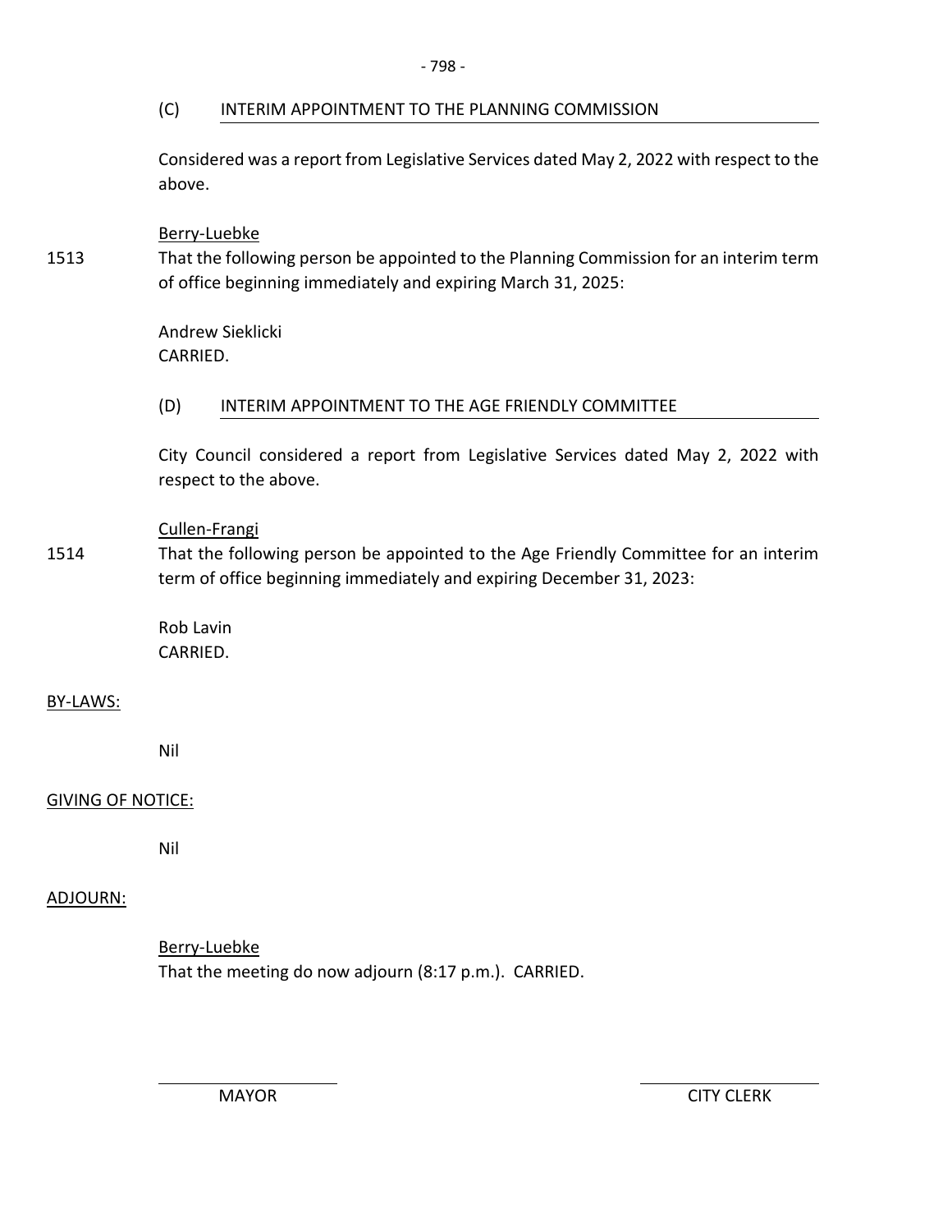### (C) INTERIM APPOINTMENT TO THE PLANNING COMMISSION

Considered was a report from Legislative Services dated May 2, 2022 with respect to the above.

Berry-Luebke

1513 That the following person be appointed to the Planning Commission for an interim term of office beginning immediately and expiring March 31, 2025:

Andrew Sieklicki
CARRIED.

### (D) INTERIM APPOINTMENT TO THE AGE FRIENDLY COMMITTEE

City Council considered a report from Legislative Services dated May 2, 2022 with respect to the above.

Cullen-Frangi

1514 That the following person be appointed to the Age Friendly Committee for an interim term of office beginning immediately and expiring December 31, 2023:

Rob Lavin
CARRIED.

## BY-LAWS:

Nil

## GIVING OF NOTICE:

Nil

## ADJOURN:

Berry-Luebke
That the meeting do now adjourn (8:17 p.m.). CARRIED.

MAYOR

CITY CLERK